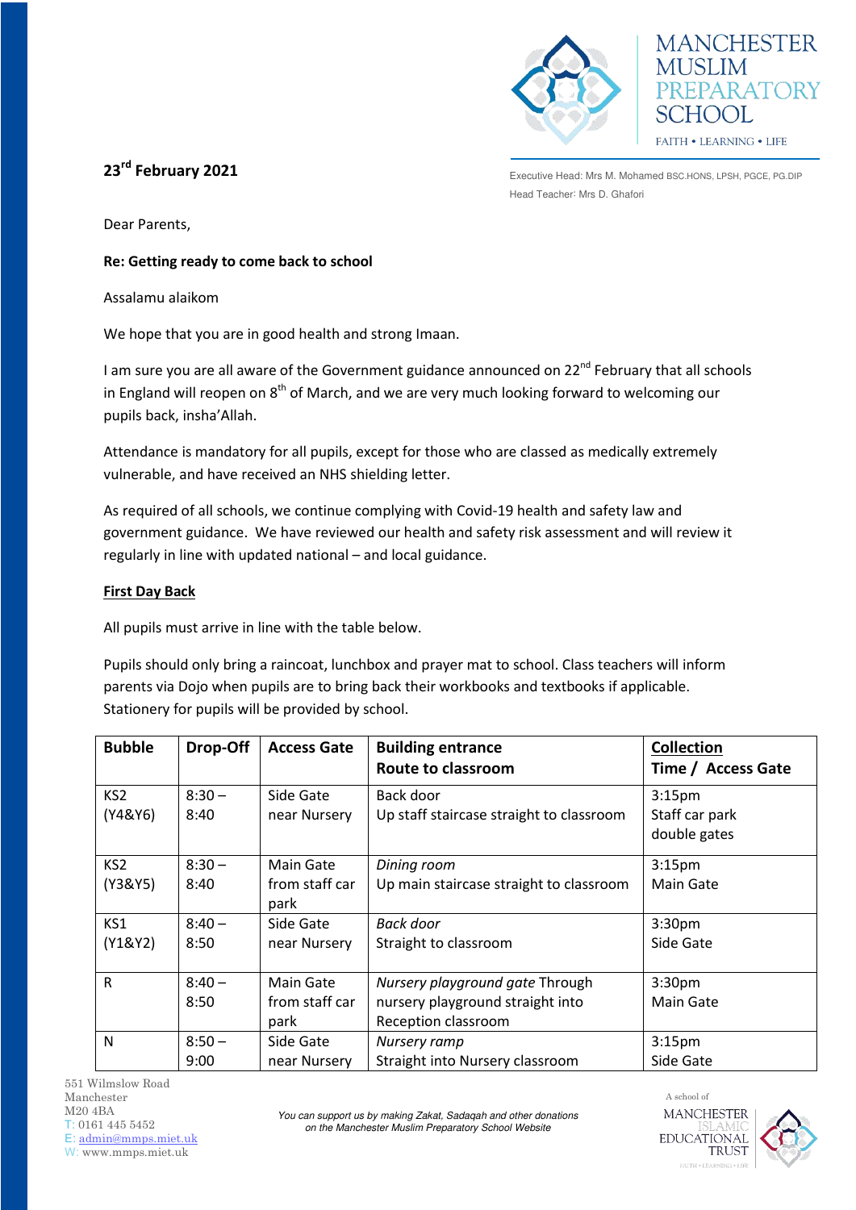MANCHESTER MUSLIM PREPARATORY SCHOOL

FAITH • LEARNING • LIFE

Executive Head: Mrs M. Mohamed BSC.HONS, LPSH, PGCE, PG.DIP
Head Teacher: Mrs D. Ghafori

**23rd February 2021**

Dear Parents,

**Re: Getting ready to come back to school**

Assalamu alaikom

We hope that you are in good health and strong Imaan.

I am sure you are all aware of the Government guidance announced on 22nd February that all schools in England will reopen on 8th of March, and we are very much looking forward to welcoming our pupils back, insha'Allah.

Attendance is mandatory for all pupils, except for those who are classed as medically extremely vulnerable, and have received an NHS shielding letter.

As required of all schools, we continue complying with Covid-19 health and safety law and government guidance. We have reviewed our health and safety risk assessment and will review it regularly in line with updated national – and local guidance.

**First Day Back**

All pupils must arrive in line with the table below.

Pupils should only bring a raincoat, lunchbox and prayer mat to school. Class teachers will inform parents via Dojo when pupils are to bring back their workbooks and textbooks if applicable. Stationery for pupils will be provided by school.

| Bubble | Drop-Off | Access Gate | Building entrance Route to classroom | Collection Time / Access Gate |
|---|---|---|---|---|
| KS2 (Y4&Y6) | 8:30 – 8:40 | Side Gate near Nursery | Back door Up staff staircase straight to classroom | 3:15pm Staff car park double gates |
| KS2 (Y3&Y5) | 8:30 – 8:40 | Main Gate from staff car park | *Dining room* Up main staircase straight to classroom | 3:15pm Main Gate |
| KS1 (Y1&Y2) | 8:40 – 8:50 | Side Gate near Nursery | *Back door* Straight to classroom | 3:30pm Side Gate |
| R | 8:40 – 8:50 | Main Gate from staff car park | *Nursery playground gate* Through nursery playground straight into Reception classroom | 3:30pm Main Gate |
| N | 8:50 – 9:00 | Side Gate near Nursery | *Nursery ramp* Straight into Nursery classroom | 3:15pm Side Gate |

551 Wilmslow Road
Manchester
M20 4BA
T: 0161 445 5452
E: admin@mmps.miet.uk
W: www.mmps.miet.uk

*You can support us by making Zakat, Sadaqah and other donations on the Manchester Muslim Preparatory School Website*

A school of MANCHESTER ISLAMIC EDUCATIONAL TRUST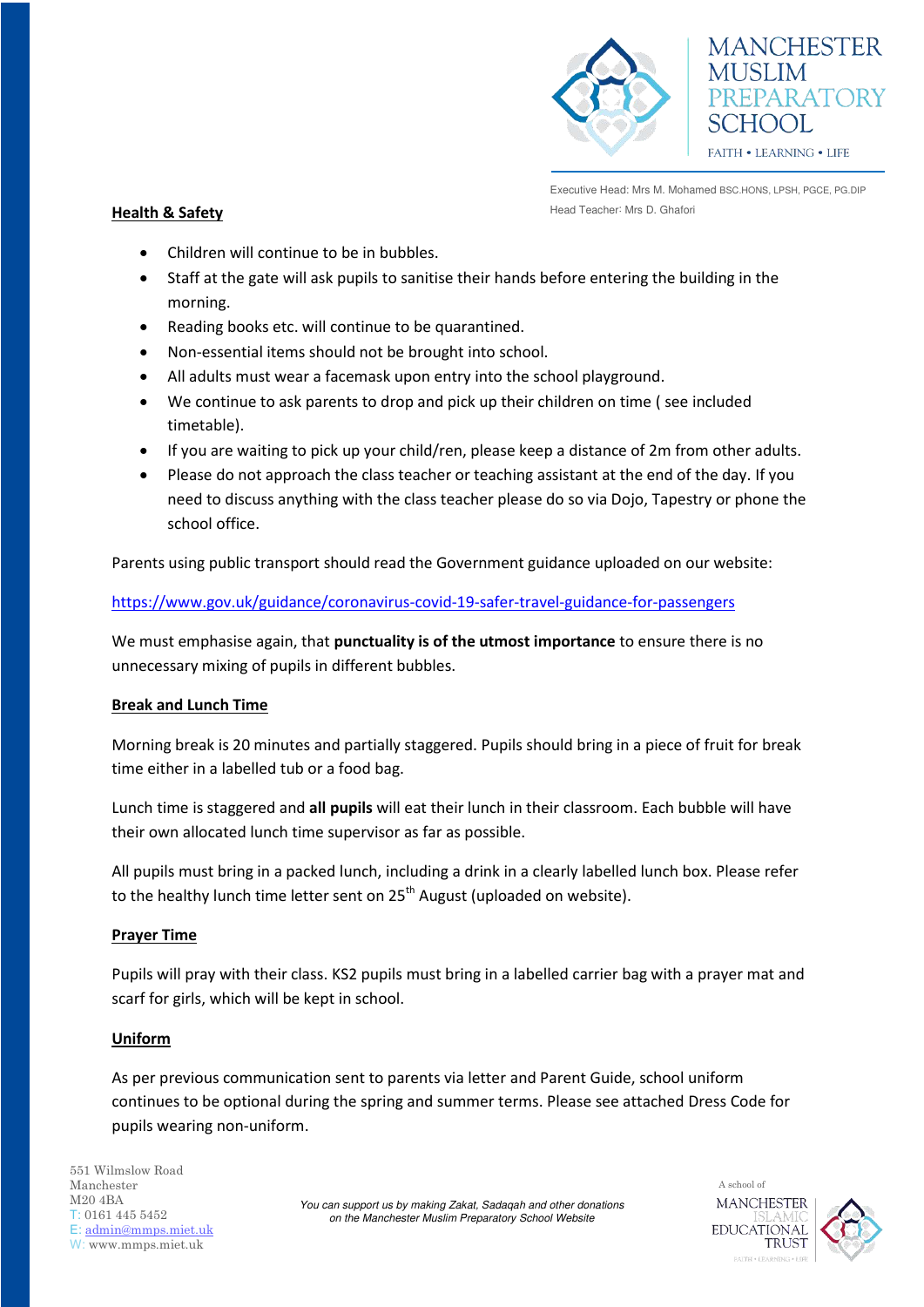**Health & Safety**

- Children will continue to be in bubbles.
- Staff at the gate will ask pupils to sanitise their hands before entering the building in the morning.
- Reading books etc. will continue to be quarantined.
- Non-essential items should not be brought into school.
- All adults must wear a facemask upon entry into the school playground.
- We continue to ask parents to drop and pick up their children on time ( see included timetable).
- If you are waiting to pick up your child/ren, please keep a distance of 2m from other adults.
- Please do not approach the class teacher or teaching assistant at the end of the day. If you need to discuss anything with the class teacher please do so via Dojo, Tapestry or phone the school office.

Parents using public transport should read the Government guidance uploaded on our website:

https://www.gov.uk/guidance/coronavirus-covid-19-safer-travel-guidance-for-passengers

We must emphasise again, that **punctuality is of the utmost importance** to ensure there is no unnecessary mixing of pupils in different bubbles.

**Break and Lunch Time**

Morning break is 20 minutes and partially staggered. Pupils should bring in a piece of fruit for break time either in a labelled tub or a food bag.

Lunch time is staggered and **all pupils** will eat their lunch in their classroom. Each bubble will have their own allocated lunch time supervisor as far as possible.

All pupils must bring in a packed lunch, including a drink in a clearly labelled lunch box. Please refer to the healthy lunch time letter sent on 25th August (uploaded on website).

**Prayer Time**

Pupils will pray with their class. KS2 pupils must bring in a labelled carrier bag with a prayer mat and scarf for girls, which will be kept in school.

**Uniform**

As per previous communication sent to parents via letter and Parent Guide, school uniform continues to be optional during the spring and summer terms. Please see attached Dress Code for pupils wearing non-uniform.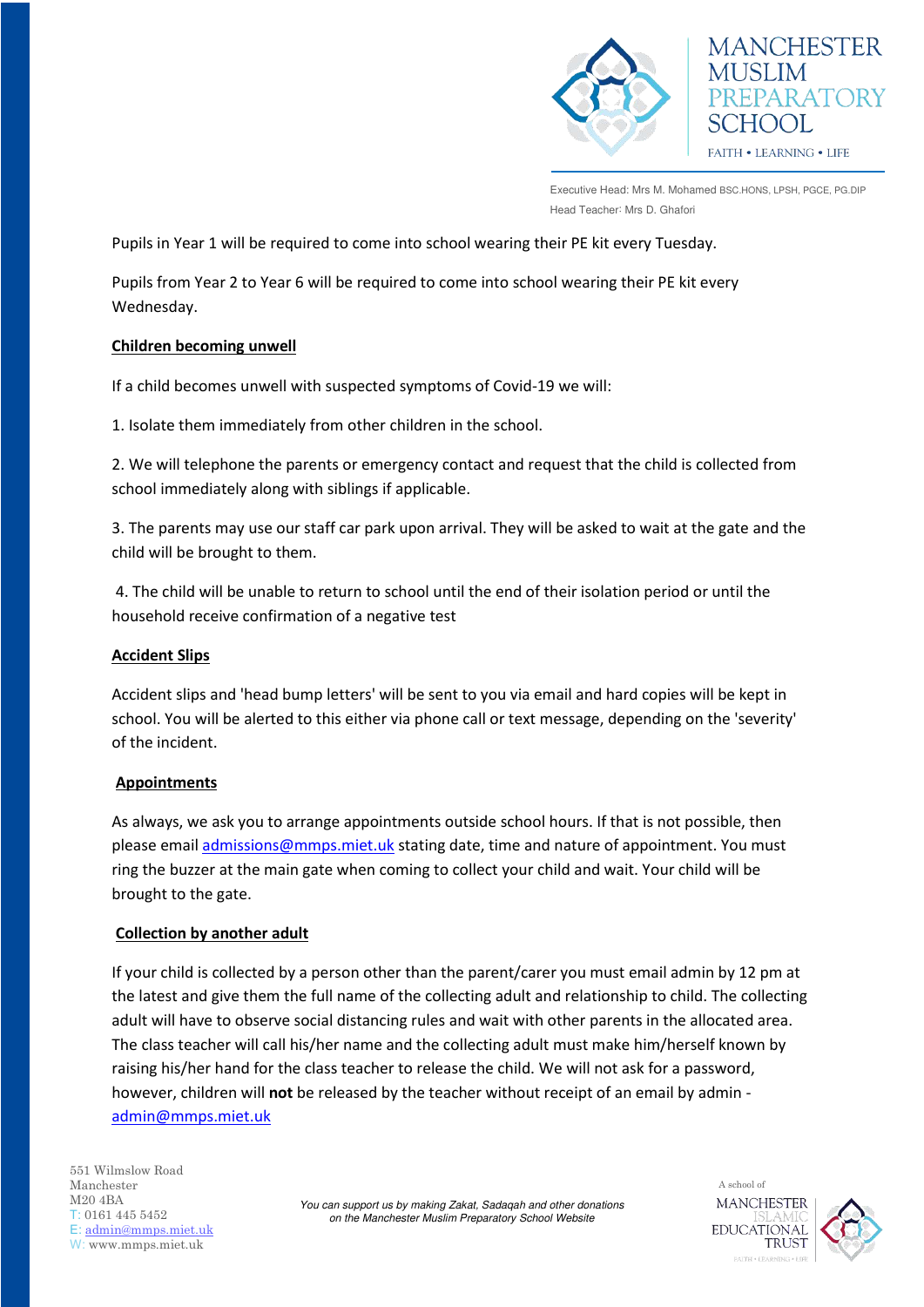Pupils in Year 1 will be required to come into school wearing their PE kit every Tuesday.

Pupils from Year 2 to Year 6 will be required to come into school wearing their PE kit every Wednesday.

**Children becoming unwell**

If a child becomes unwell with suspected symptoms of Covid-19 we will:

1. Isolate them immediately from other children in the school.

2. We will telephone the parents or emergency contact and request that the child is collected from school immediately along with siblings if applicable.

3. The parents may use our staff car park upon arrival. They will be asked to wait at the gate and the child will be brought to them.

4. The child will be unable to return to school until the end of their isolation period or until the household receive confirmation of a negative test

**Accident Slips**

Accident slips and 'head bump letters' will be sent to you via email and hard copies will be kept in school. You will be alerted to this either via phone call or text message, depending on the 'severity' of the incident.

**Appointments**

As always, we ask you to arrange appointments outside school hours. If that is not possible, then please email admissions@mmps.miet.uk stating date, time and nature of appointment. You must ring the buzzer at the main gate when coming to collect your child and wait. Your child will be brought to the gate.

**Collection by another adult**

If your child is collected by a person other than the parent/carer you must email admin by 12 pm at the latest and give them the full name of the collecting adult and relationship to child. The collecting adult will have to observe social distancing rules and wait with other parents in the allocated area. The class teacher will call his/her name and the collecting adult must make him/herself known by raising his/her hand for the class teacher to release the child. We will not ask for a password, however, children will **not** be released by the teacher without receipt of an email by admin - admin@mmps.miet.uk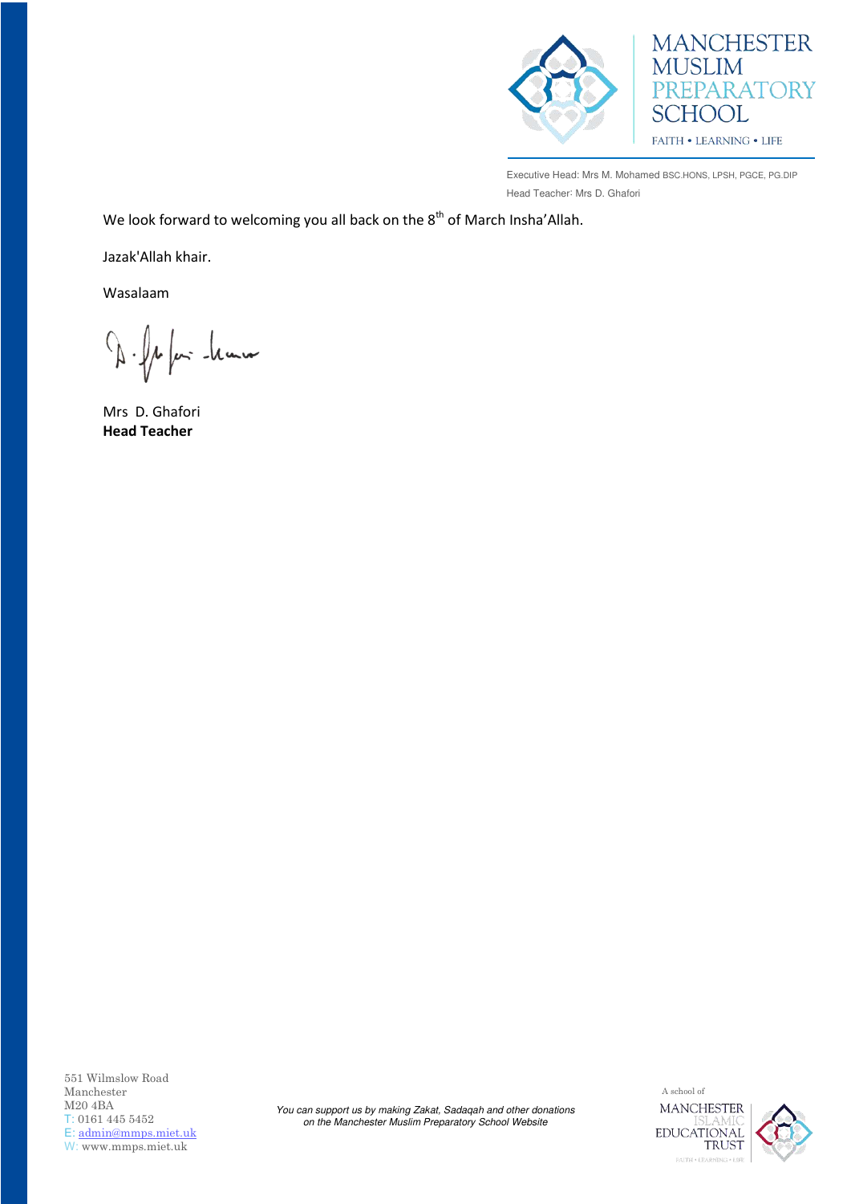MANCHESTER MUSLIM PREPARATORY SCHOOL

FAITH • LEARNING • LIFE

Executive Head: Mrs M. Mohamed BSC.HONS, LPSH, PGCE, PG.DIP

Head Teacher: Mrs D. Ghafori

We look forward to welcoming you all back on the 8th of March Insha'Allah.

Jazak'Allah khair.

Wasalaam

Mrs D. Ghafori
**Head Teacher**

551 Wilmslow Road
Manchester
M20 4BA
T: 0161 445 5452
E: admin@mmps.miet.uk
W: www.mmps.miet.uk

*You can support us by making Zakat, Sadaqah and other donations on the Manchester Muslim Preparatory School Website*

A school of MANCHESTER ISLAMIC EDUCATIONAL TRUST